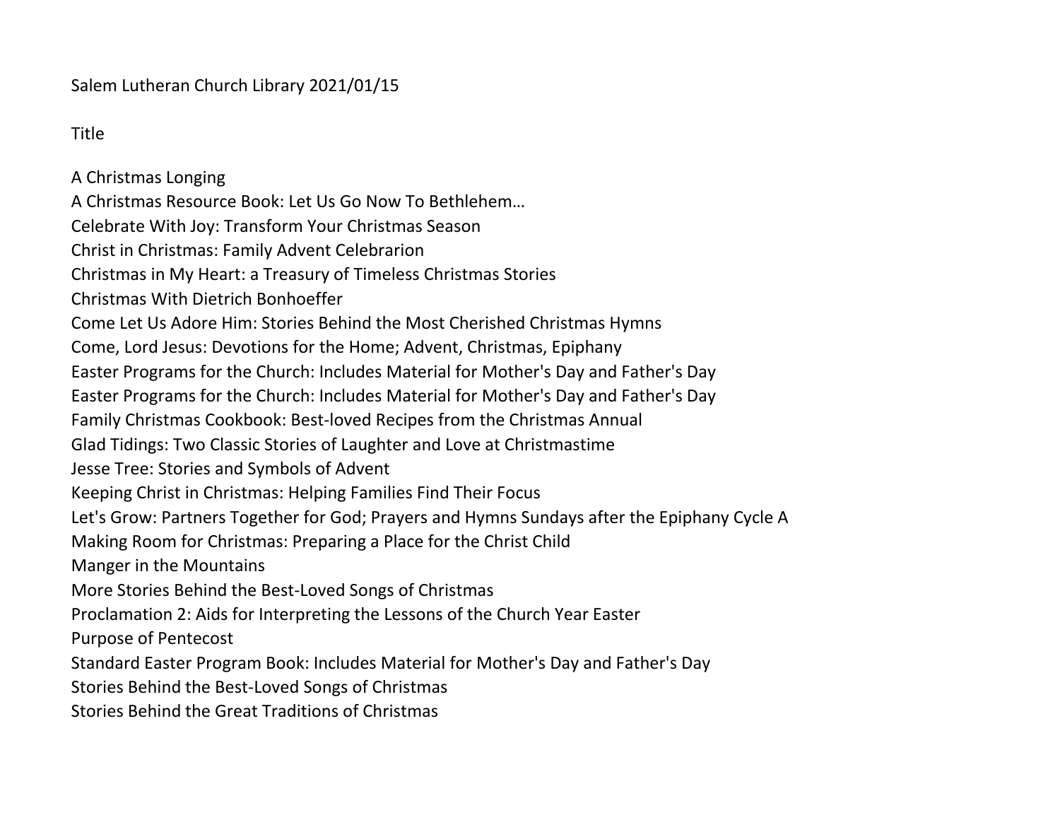Salem Lutheran Church Library 2021/01/15

Title

A Christmas Longing
A Christmas Resource Book: Let Us Go Now To Bethlehem…
Celebrate With Joy: Transform Your Christmas Season
Christ in Christmas: Family Advent Celebrarion
Christmas in My Heart: a Treasury of Timeless Christmas Stories
Christmas With Dietrich Bonhoeffer
Come Let Us Adore Him: Stories Behind the Most Cherished Christmas Hymns
Come, Lord Jesus: Devotions for the Home; Advent, Christmas, Epiphany
Easter Programs for the Church: Includes Material for Mother's Day and Father's Day
Easter Programs for the Church: Includes Material for Mother's Day and Father's Day
Family Christmas Cookbook: Best-loved Recipes from the Christmas Annual
Glad Tidings: Two Classic Stories of Laughter and Love at Christmastime
Jesse Tree: Stories and Symbols of Advent
Keeping Christ in Christmas: Helping Families Find Their Focus
Let's Grow: Partners Together for God; Prayers and Hymns Sundays after the Epiphany Cycle A
Making Room for Christmas: Preparing a Place for the Christ Child
Manger in the Mountains
More Stories Behind the Best-Loved Songs of Christmas
Proclamation 2: Aids for Interpreting the Lessons of the Church Year Easter
Purpose of Pentecost
Standard Easter Program Book: Includes Material for Mother's Day and Father's Day
Stories Behind the Best-Loved Songs of Christmas
Stories Behind the Great Traditions of Christmas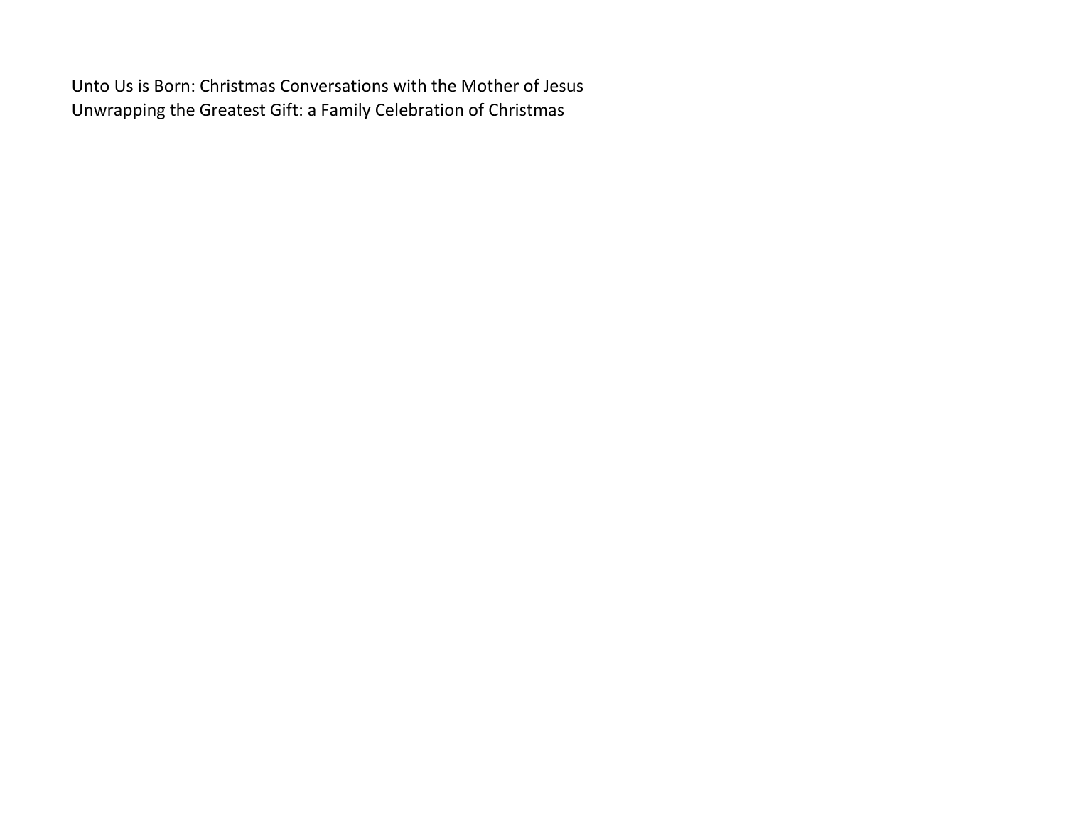Unto Us is Born: Christmas Conversations with the Mother of Jesus
Unwrapping the Greatest Gift: a Family Celebration of Christmas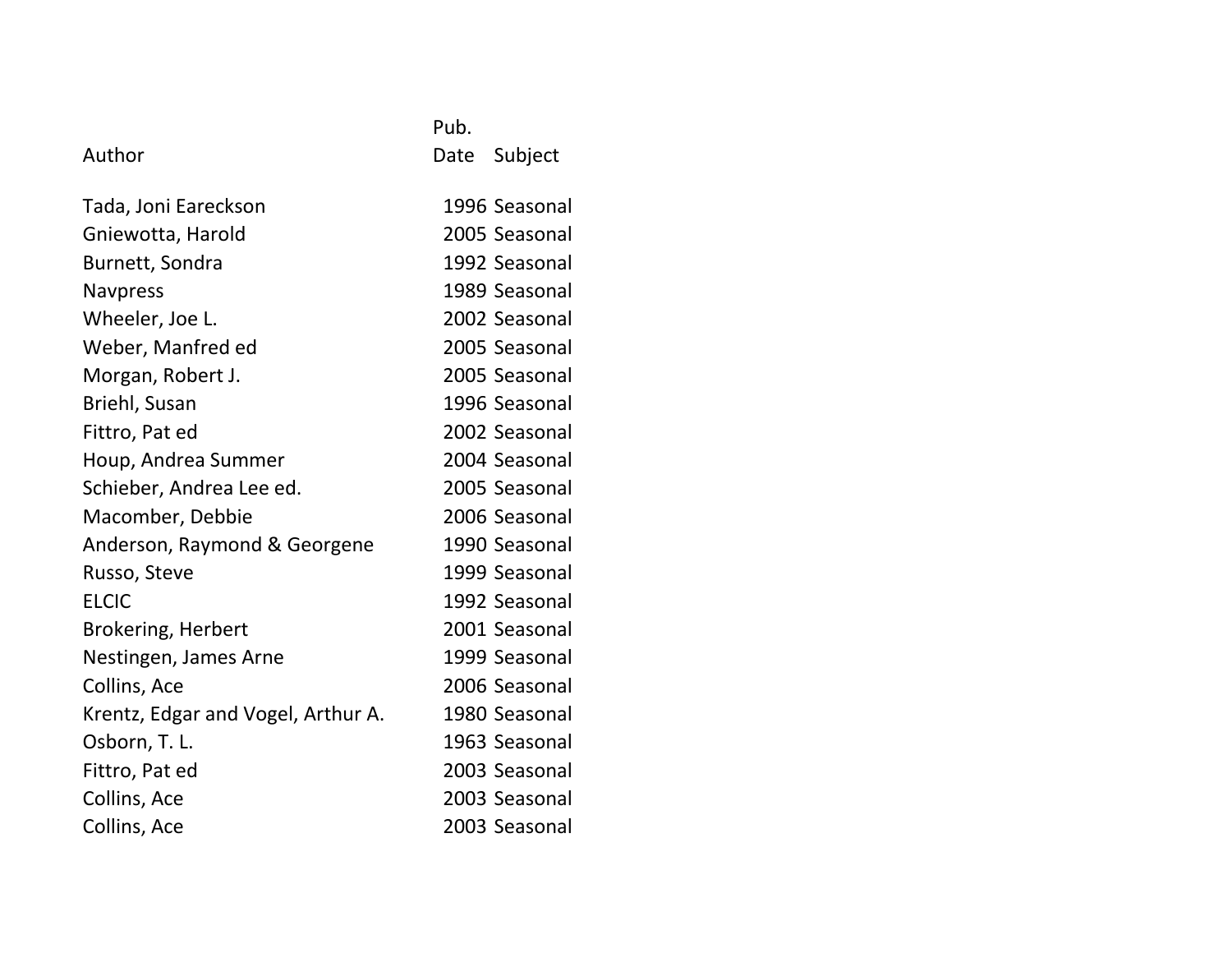| Author | Pub. Date | Subject |
|---|---|---|
| Tada, Joni Eareckson | 1996 | Seasonal |
| Gniewotta, Harold | 2005 | Seasonal |
| Burnett, Sondra | 1992 | Seasonal |
| Navpress | 1989 | Seasonal |
| Wheeler, Joe L. | 2002 | Seasonal |
| Weber, Manfred ed | 2005 | Seasonal |
| Morgan, Robert J. | 2005 | Seasonal |
| Briehl, Susan | 1996 | Seasonal |
| Fittro, Pat ed | 2002 | Seasonal |
| Houp, Andrea Summer | 2004 | Seasonal |
| Schieber, Andrea Lee ed. | 2005 | Seasonal |
| Macomber, Debbie | 2006 | Seasonal |
| Anderson, Raymond & Georgene | 1990 | Seasonal |
| Russo, Steve | 1999 | Seasonal |
| ELCIC | 1992 | Seasonal |
| Brokering, Herbert | 2001 | Seasonal |
| Nestingen, James Arne | 1999 | Seasonal |
| Collins, Ace | 2006 | Seasonal |
| Krentz, Edgar and Vogel, Arthur A. | 1980 | Seasonal |
| Osborn, T. L. | 1963 | Seasonal |
| Fittro, Pat ed | 2003 | Seasonal |
| Collins, Ace | 2003 | Seasonal |
| Collins, Ace | 2003 | Seasonal |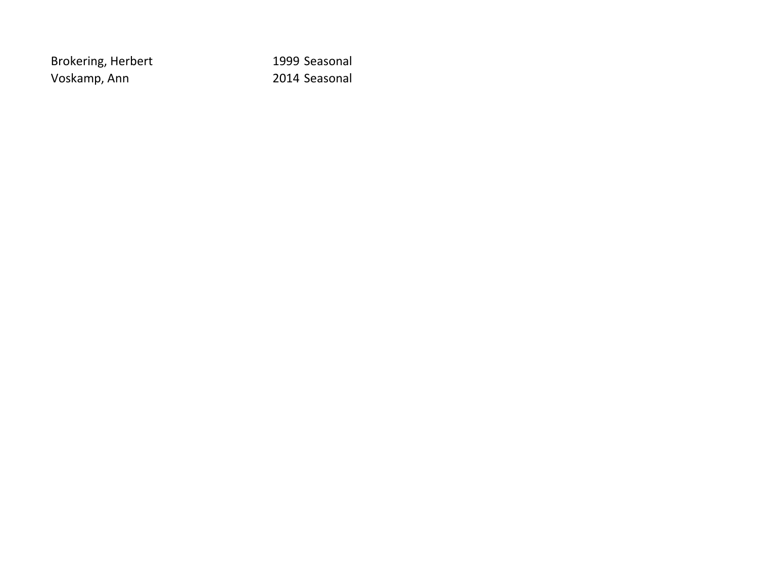| | | |
|---|---|---|
| Brokering, Herbert | 1999 | Seasonal |
| Voskamp, Ann | 2014 | Seasonal |